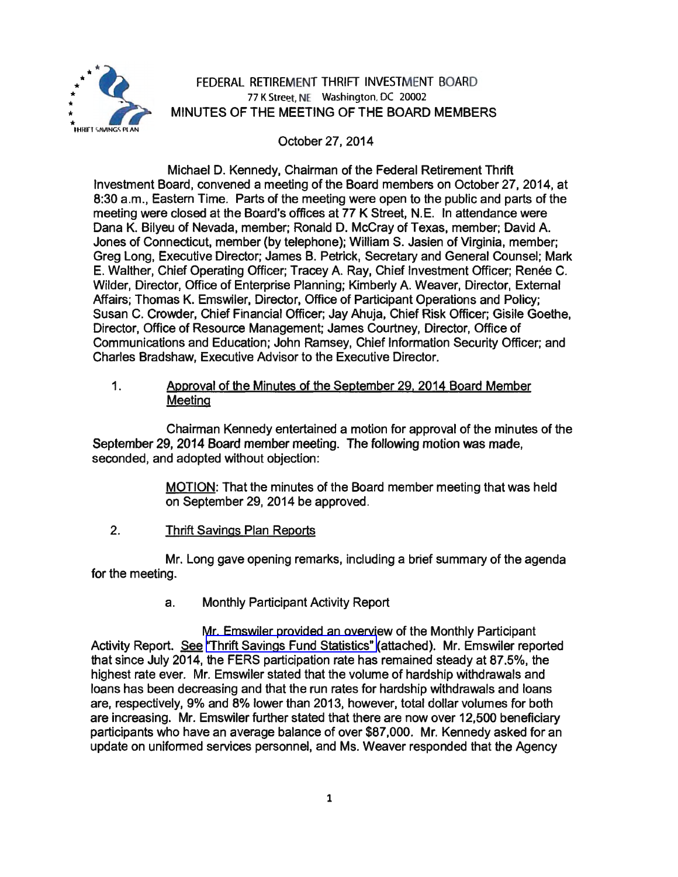# FEDERAL RETIREMENT THRIFT INVESTMENT BOARD

77 K Street, NE Washington, DC 20002

## MINUTES OF THE MEETING OF THE BOARD MEMBERS

October 27, 2014

Michael D. Kennedy, Chairman of the Federal Retirement Thrift Investment Board, convened a meeting of the Board members on October 27, 2014, at 8:30 a.m., Eastern Time. Parts of the meeting were open to the public and parts of the meeting were closed at the Board's offices at 77 K Street, N.E. In attendance were Dana K. Bilyeu of Nevada, member; Ronald D. McCray of Texas, member; David A. Jones of Connecticut, member (by telephone); William S. Jasien of Virginia, member; Greg Long, Executive Director; James B. Petrick, Secretary and General Counsel; Mark E. Walther, Chief Operating Officer; Tracey A. Ray, Chief Investment Officer; Renée C. Wilder, Director, Office of Enterprise Planning; Kimberly A. Weaver, Director, External Affairs; Thomas K. Emswiler, Director, Office of Participant Operations and Policy; Susan C. Crowder, Chief Financial Officer; Jay Ahuja, Chief Risk Officer; Gisile Goethe, Director, Office of Resource Management; James Courtney, Director, Office of Communications and Education; John Ramsey, Chief Information Security Officer; and Charles Bradshaw, Executive Advisor to the Executive Director.

1. Approval of the Minutes of the September 29, 2014 Board Member Meeting

Chairman Kennedy entertained a motion for approval of the minutes of the September 29, 2014 Board member meeting. The following motion was made, seconded, and adopted without objection:

> MOTION: That the minutes of the Board member meeting that was held on September 29, 2014 be approved.

2. Thrift Savings Plan Reports

Mr. Long gave opening remarks, including a brief summary of the agenda for the meeting.

a. Monthly Participant Activity Report

Mr. Emswiler provided an overview of the Monthly Participant Activity Report. See "Thrift Savings Fund Statistics" (attached). Mr. Emswiler reported that since July 2014, the FERS participation rate has remained steady at 87.5%, the highest rate ever. Mr. Emswiler stated that the volume of hardship withdrawals and loans has been decreasing and that the run rates for hardship withdrawals and loans are, respectively, 9% and 8% lower than 2013, however, total dollar volumes for both are increasing. Mr. Emswiler further stated that there are now over 12,500 beneficiary participants who have an average balance of over $87,000. Mr. Kennedy asked for an update on uniformed services personnel, and Ms. Weaver responded that the Agency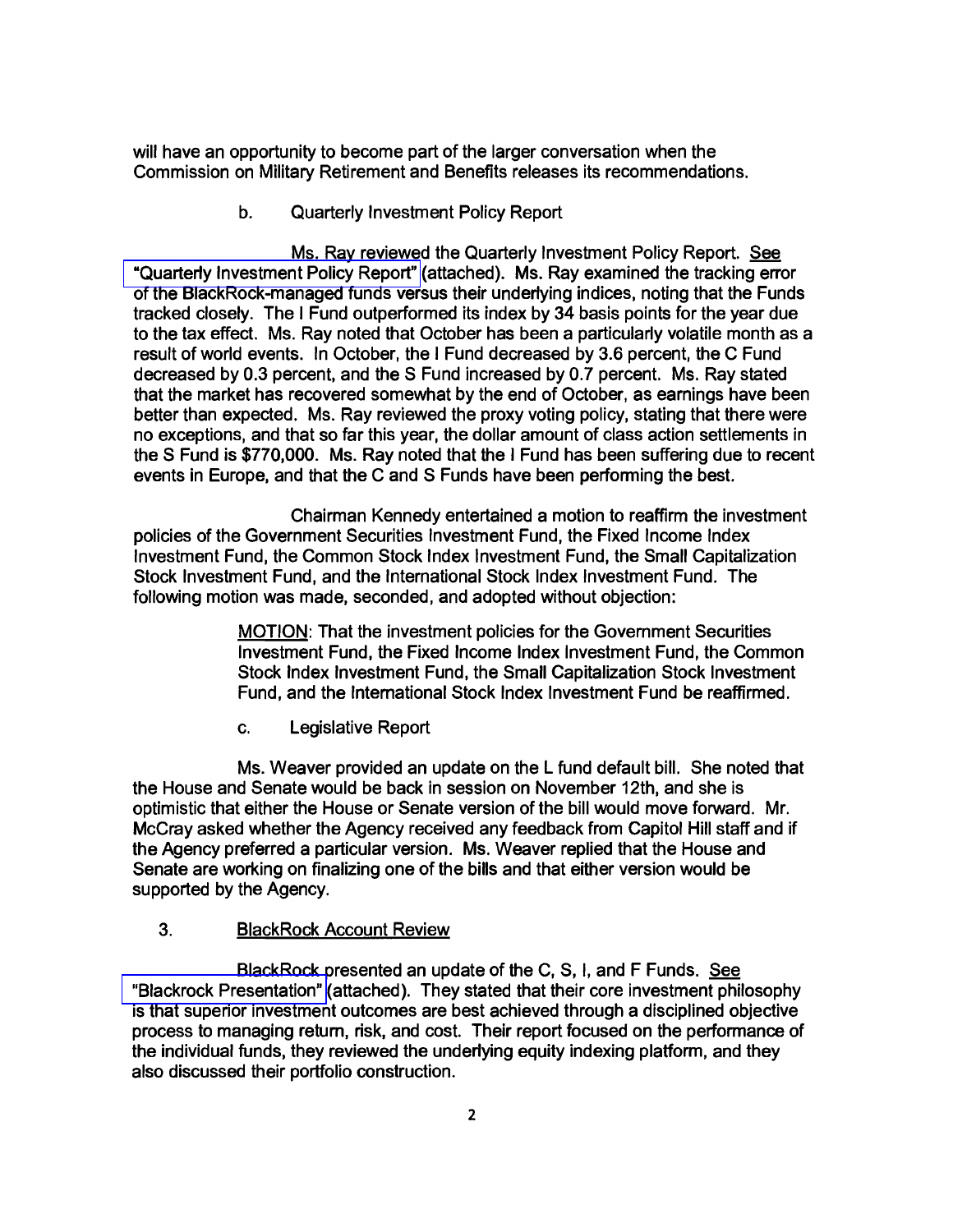will have an opportunity to become part of the larger conversation when the Commission on Military Retirement and Benefits releases its recommendations.

b. Quarterly Investment Policy Report

Ms. Ray reviewed the Quarterly Investment Policy Report. See "Quarterly Investment Policy Report" (attached). Ms. Ray examined the tracking error of the BlackRock-managed funds versus their underlying indices, noting that the Funds tracked closely. The I Fund outperformed its index by 34 basis points for the year due to the tax effect. Ms. Ray noted that October has been a particularly volatile month as a result of world events. In October, the I Fund decreased by 3.6 percent, the C Fund decreased by 0.3 percent, and the S Fund increased by 0.7 percent. Ms. Ray stated that the market has recovered somewhat by the end of October, as earnings have been better than expected. Ms. Ray reviewed the proxy voting policy, stating that there were no exceptions, and that so far this year, the dollar amount of class action settlements in the S Fund is $770,000. Ms. Ray noted that the I Fund has been suffering due to recent events in Europe, and that the C and S Funds have been performing the best.

Chairman Kennedy entertained a motion to reaffirm the investment policies of the Government Securities Investment Fund, the Fixed Income Index Investment Fund, the Common Stock Index Investment Fund, the Small Capitalization Stock Investment Fund, and the International Stock Index Investment Fund. The following motion was made, seconded, and adopted without objection:

> MOTION: That the investment policies for the Government Securities Investment Fund, the Fixed Income Index Investment Fund, the Common Stock Index Investment Fund, the Small Capitalization Stock Investment Fund, and the International Stock Index Investment Fund be reaffirmed.

c. Legislative Report

Ms. Weaver provided an update on the L fund default bill. She noted that the House and Senate would be back in session on November 12th, and she is optimistic that either the House or Senate version of the bill would move forward. Mr. McCray asked whether the Agency received any feedback from Capitol Hill staff and if the Agency preferred a particular version. Ms. Weaver replied that the House and Senate are working on finalizing one of the bills and that either version would be supported by the Agency.

3. BlackRock Account Review

BlackRock presented an update of the C, S, I, and F Funds. See "Blackrock Presentation" (attached). They stated that their core investment philosophy is that superior investment outcomes are best achieved through a disciplined objective process to managing return, risk, and cost. Their report focused on the performance of the individual funds, they reviewed the underlying equity indexing platform, and they also discussed their portfolio construction.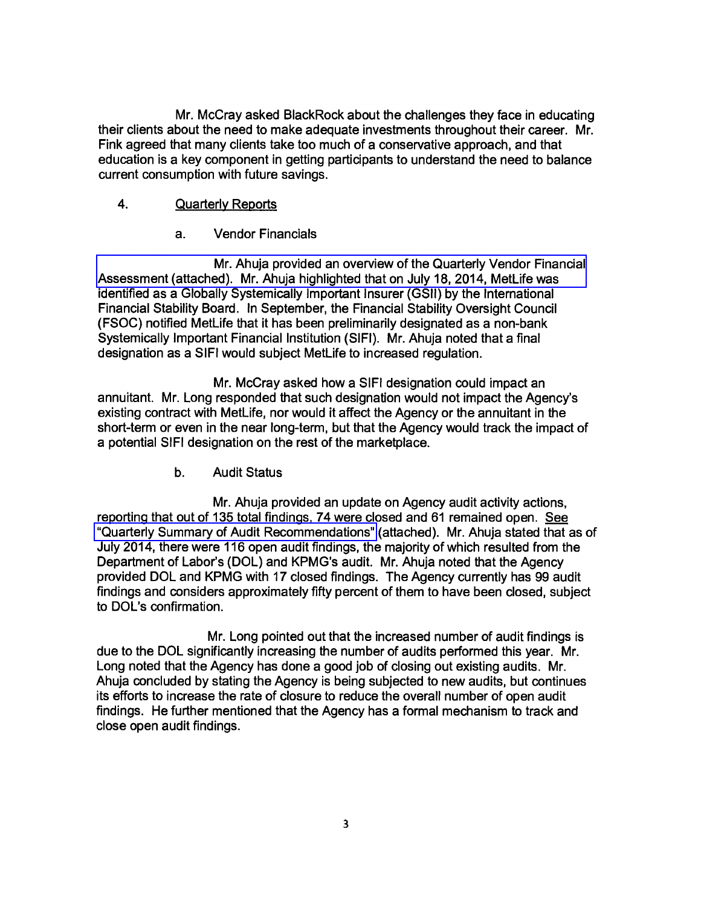Mr. McCray asked BlackRock about the challenges they face in educating their clients about the need to make adequate investments throughout their career. Mr. Fink agreed that many clients take too much of a conservative approach, and that education is a key component in getting participants to understand the need to balance current consumption with future savings.

4. Quarterly Reports

a. Vendor Financials

Mr. Ahuja provided an overview of the Quarterly Vendor Financial Assessment (attached). Mr. Ahuja highlighted that on July 18, 2014, MetLife was identified as a Globally Systemically Important Insurer (GSII) by the International Financial Stability Board. In September, the Financial Stability Oversight Council (FSOC) notified MetLife that it has been preliminarily designated as a non-bank Systemically Important Financial Institution (SIFI). Mr. Ahuja noted that a final designation as a SIFI would subject MetLife to increased regulation.

Mr. McCray asked how a SIFI designation could impact an annuitant. Mr. Long responded that such designation would not impact the Agency's existing contract with MetLife, nor would it affect the Agency or the annuitant in the short-term or even in the near long-term, but that the Agency would track the impact of a potential SIFI designation on the rest of the marketplace.

b. Audit Status

Mr. Ahuja provided an update on Agency audit activity actions, reporting that out of 135 total findings, 74 were closed and 61 remained open. See "Quarterly Summary of Audit Recommendations" (attached). Mr. Ahuja stated that as of July 2014, there were 116 open audit findings, the majority of which resulted from the Department of Labor's (DOL) and KPMG's audit. Mr. Ahuja noted that the Agency provided DOL and KPMG with 17 closed findings. The Agency currently has 99 audit findings and considers approximately fifty percent of them to have been closed, subject to DOL's confirmation.

Mr. Long pointed out that the increased number of audit findings is due to the DOL significantly increasing the number of audits performed this year. Mr. Long noted that the Agency has done a good job of closing out existing audits. Mr. Ahuja concluded by stating the Agency is being subjected to new audits, but continues its efforts to increase the rate of closure to reduce the overall number of open audit findings. He further mentioned that the Agency has a formal mechanism to track and close open audit findings.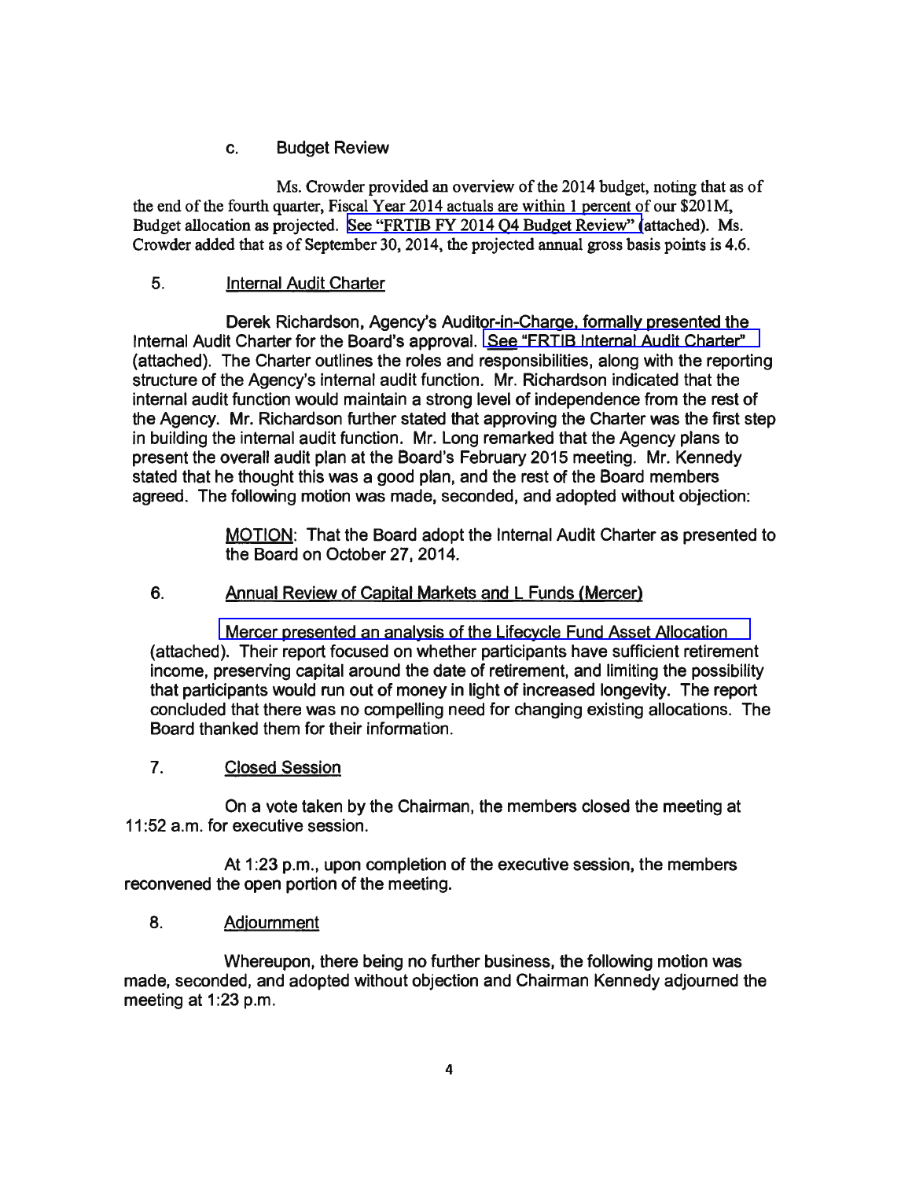### c. Budget Review

Ms. Crowder provided an overview of the 2014 budget, noting that as of the end of the fourth quarter, Fiscal Year 2014 actuals are within 1 percent of our $201M, Budget allocation as projected. See "FRTIB FY 2014 Q4 Budget Review" (attached). Ms. Crowder added that as of September 30, 2014, the projected annual gross basis points is 4.6.

## 5. Internal Audit Charter

Derek Richardson, Agency's Auditor-in-Charge, formally presented the Internal Audit Charter for the Board's approval. See "FRTIB Internal Audit Charter" (attached). The Charter outlines the roles and responsibilities, along with the reporting structure of the Agency's internal audit function. Mr. Richardson indicated that the internal audit function would maintain a strong level of independence from the rest of the Agency. Mr. Richardson further stated that approving the Charter was the first step in building the internal audit function. Mr. Long remarked that the Agency plans to present the overall audit plan at the Board's February 2015 meeting. Mr. Kennedy stated that he thought this was a good plan, and the rest of the Board members agreed. The following motion was made, seconded, and adopted without objection:

> MOTION: That the Board adopt the Internal Audit Charter as presented to the Board on October 27, 2014.

## 6. Annual Review of Capital Markets and L Funds (Mercer)

Mercer presented an analysis of the Lifecycle Fund Asset Allocation (attached). Their report focused on whether participants have sufficient retirement income, preserving capital around the date of retirement, and limiting the possibility that participants would run out of money in light of increased longevity. The report concluded that there was no compelling need for changing existing allocations. The Board thanked them for their information.

## 7. Closed Session

On a vote taken by the Chairman, the members closed the meeting at 11:52 a.m. for executive session.

At 1:23 p.m., upon completion of the executive session, the members reconvened the open portion of the meeting.

## 8. Adjournment

Whereupon, there being no further business, the following motion was made, seconded, and adopted without objection and Chairman Kennedy adjourned the meeting at 1:23 p.m.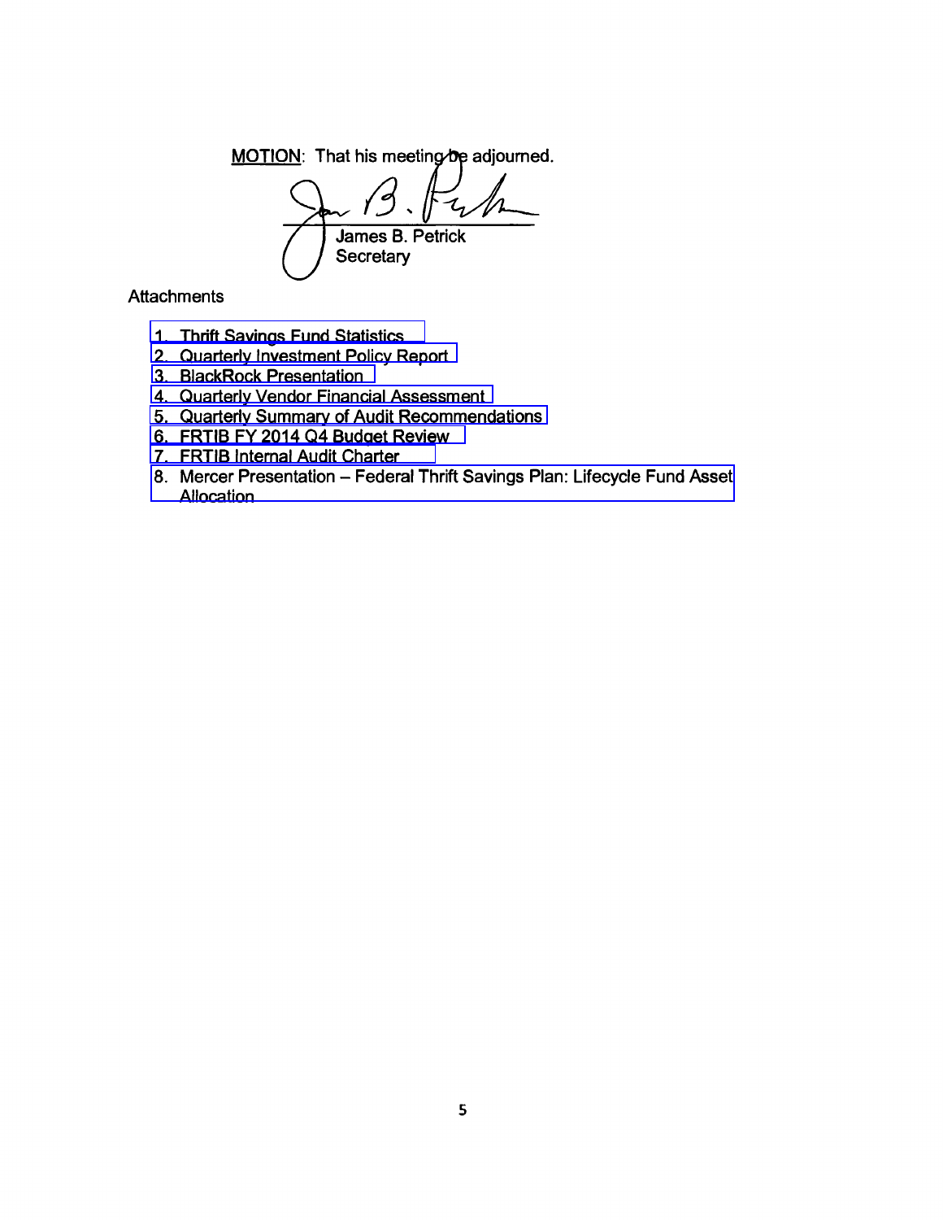MOTION: That his meeting be adjourned.

James B. Petrick
Secretary

Attachments

1. Thrift Savings Fund Statistics
2. Quarterly Investment Policy Report
3. BlackRock Presentation
4. Quarterly Vendor Financial Assessment
5. Quarterly Summary of Audit Recommendations
6. FRTIB FY 2014 Q4 Budget Review
7. FRTIB Internal Audit Charter
8. Mercer Presentation – Federal Thrift Savings Plan: Lifecycle Fund Asset Allocation